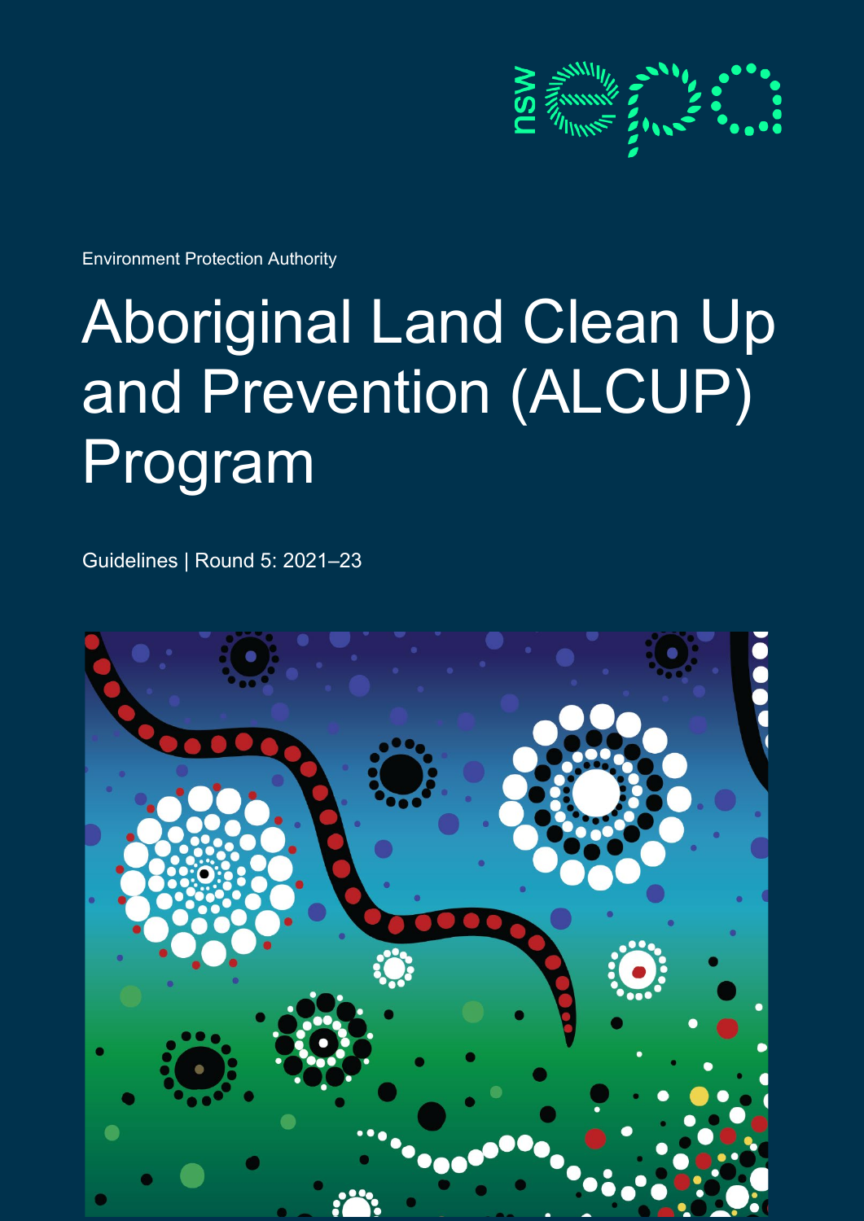Environment Protection Authority

# Aboriginal Land Clean Up and Prevention (ALCUP) Program

Guidelines | Round 5: 2021–23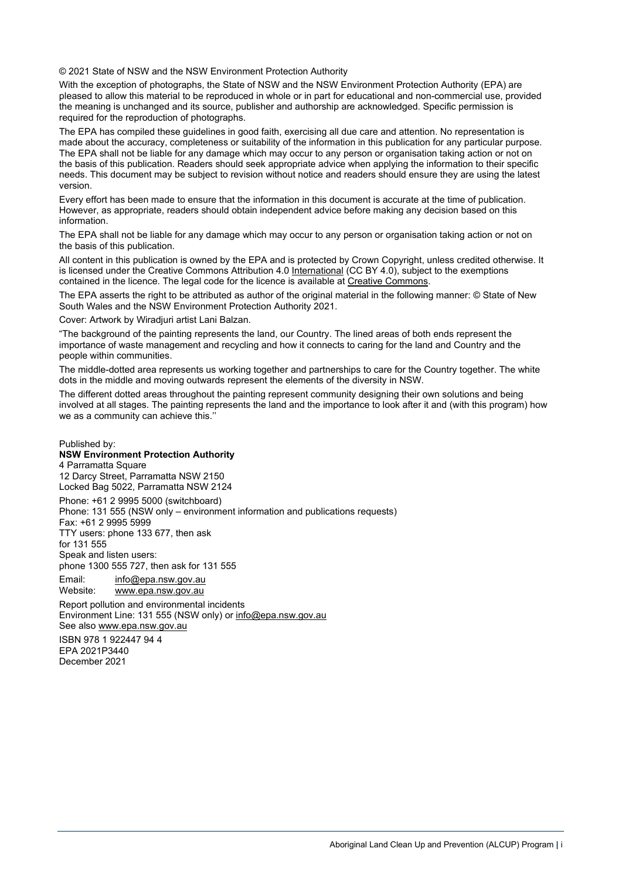© 2021 State of NSW and the NSW Environment Protection Authority

With the exception of photographs, the State of NSW and the NSW Environment Protection Authority (EPA) are pleased to allow this material to be reproduced in whole or in part for educational and non-commercial use, provided the meaning is unchanged and its source, publisher and authorship are acknowledged. Specific permission is required for the reproduction of photographs.

The EPA has compiled these guidelines in good faith, exercising all due care and attention. No representation is made about the accuracy, completeness or suitability of the information in this publication for any particular purpose. The EPA shall not be liable for any damage which may occur to any person or organisation taking action or not on the basis of this publication. Readers should seek appropriate advice when applying the information to their specific needs. This document may be subject to revision without notice and readers should ensure they are using the latest version.

Every effort has been made to ensure that the information in this document is accurate at the time of publication. However, as appropriate, readers should obtain independent advice before making any decision based on this information.

The EPA shall not be liable for any damage which may occur to any person or organisation taking action or not on the basis of this publication.

All content in this publication is owned by the EPA and is protected by Crown Copyright, unless credited otherwise. It is licensed under the Creative Commons Attribution 4.0 International (CC BY 4.0), subject to the exemptions contained in the licence. The legal code for the licence is available at Creative Commons.

The EPA asserts the right to be attributed as author of the original material in the following manner: © State of New South Wales and the NSW Environment Protection Authority 2021.

Cover: Artwork by Wiradjuri artist Lani Balzan.

"The background of the painting represents the land, our Country. The lined areas of both ends represent the importance of waste management and recycling and how it connects to caring for the land and Country and the people within communities.

The middle-dotted area represents us working together and partnerships to care for the Country together. The white dots in the middle and moving outwards represent the elements of the diversity in NSW.

The different dotted areas throughout the painting represent community designing their own solutions and being involved at all stages. The painting represents the land and the importance to look after it and (with this program) how we as a community can achieve this.''

Published by:
**NSW Environment Protection Authority**
4 Parramatta Square
12 Darcy Street, Parramatta NSW 2150
Locked Bag 5022, Parramatta NSW 2124

Phone: +61 2 9995 5000 (switchboard)
Phone: 131 555 (NSW only – environment information and publications requests)
Fax: +61 2 9995 5999
TTY users: phone 133 677, then ask for 131 555
Speak and listen users: phone 1300 555 727, then ask for 131 555

Email: info@epa.nsw.gov.au
Website: www.epa.nsw.gov.au

Report pollution and environmental incidents
Environment Line: 131 555 (NSW only) or info@epa.nsw.gov.au
See also www.epa.nsw.gov.au

ISBN 978 1 922447 94 4
EPA 2021P3440
December 2021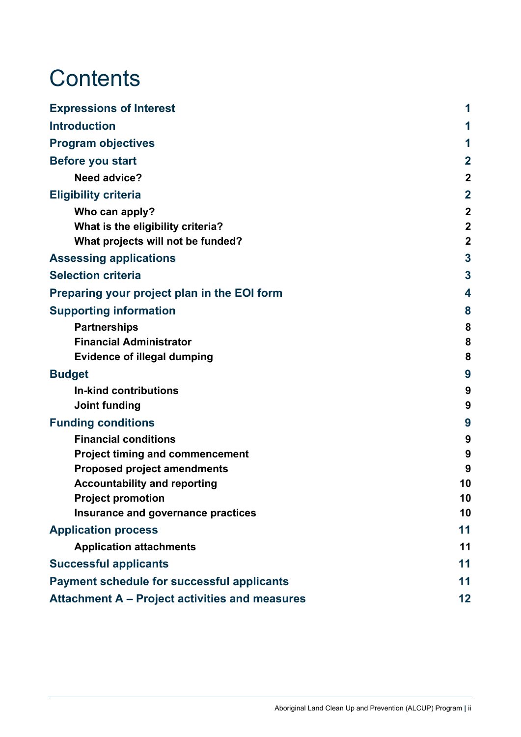# Contents

| | |
|---|---|
| **Expressions of Interest** | **1** |
| **Introduction** | **1** |
| **Program objectives** | **1** |
| **Before you start** | **2** |
| &nbsp;&nbsp;&nbsp;&nbsp;**Need advice?** | **2** |
| **Eligibility criteria** | **2** |
| &nbsp;&nbsp;&nbsp;&nbsp;**Who can apply?** | **2** |
| &nbsp;&nbsp;&nbsp;&nbsp;**What is the eligibility criteria?** | **2** |
| &nbsp;&nbsp;&nbsp;&nbsp;**What projects will not be funded?** | **2** |
| **Assessing applications** | **3** |
| **Selection criteria** | **3** |
| **Preparing your project plan in the EOI form** | **4** |
| **Supporting information** | **8** |
| &nbsp;&nbsp;&nbsp;&nbsp;**Partnerships** | **8** |
| &nbsp;&nbsp;&nbsp;&nbsp;**Financial Administrator** | **8** |
| &nbsp;&nbsp;&nbsp;&nbsp;**Evidence of illegal dumping** | **8** |
| **Budget** | **9** |
| &nbsp;&nbsp;&nbsp;&nbsp;**In-kind contributions** | **9** |
| &nbsp;&nbsp;&nbsp;&nbsp;**Joint funding** | **9** |
| **Funding conditions** | **9** |
| &nbsp;&nbsp;&nbsp;&nbsp;**Financial conditions** | **9** |
| &nbsp;&nbsp;&nbsp;&nbsp;**Project timing and commencement** | **9** |
| &nbsp;&nbsp;&nbsp;&nbsp;**Proposed project amendments** | **9** |
| &nbsp;&nbsp;&nbsp;&nbsp;**Accountability and reporting** | **10** |
| &nbsp;&nbsp;&nbsp;&nbsp;**Project promotion** | **10** |
| &nbsp;&nbsp;&nbsp;&nbsp;**Insurance and governance practices** | **10** |
| **Application process** | **11** |
| &nbsp;&nbsp;&nbsp;&nbsp;**Application attachments** | **11** |
| **Successful applicants** | **11** |
| **Payment schedule for successful applicants** | **11** |
| **Attachment A – Project activities and measures** | **12** |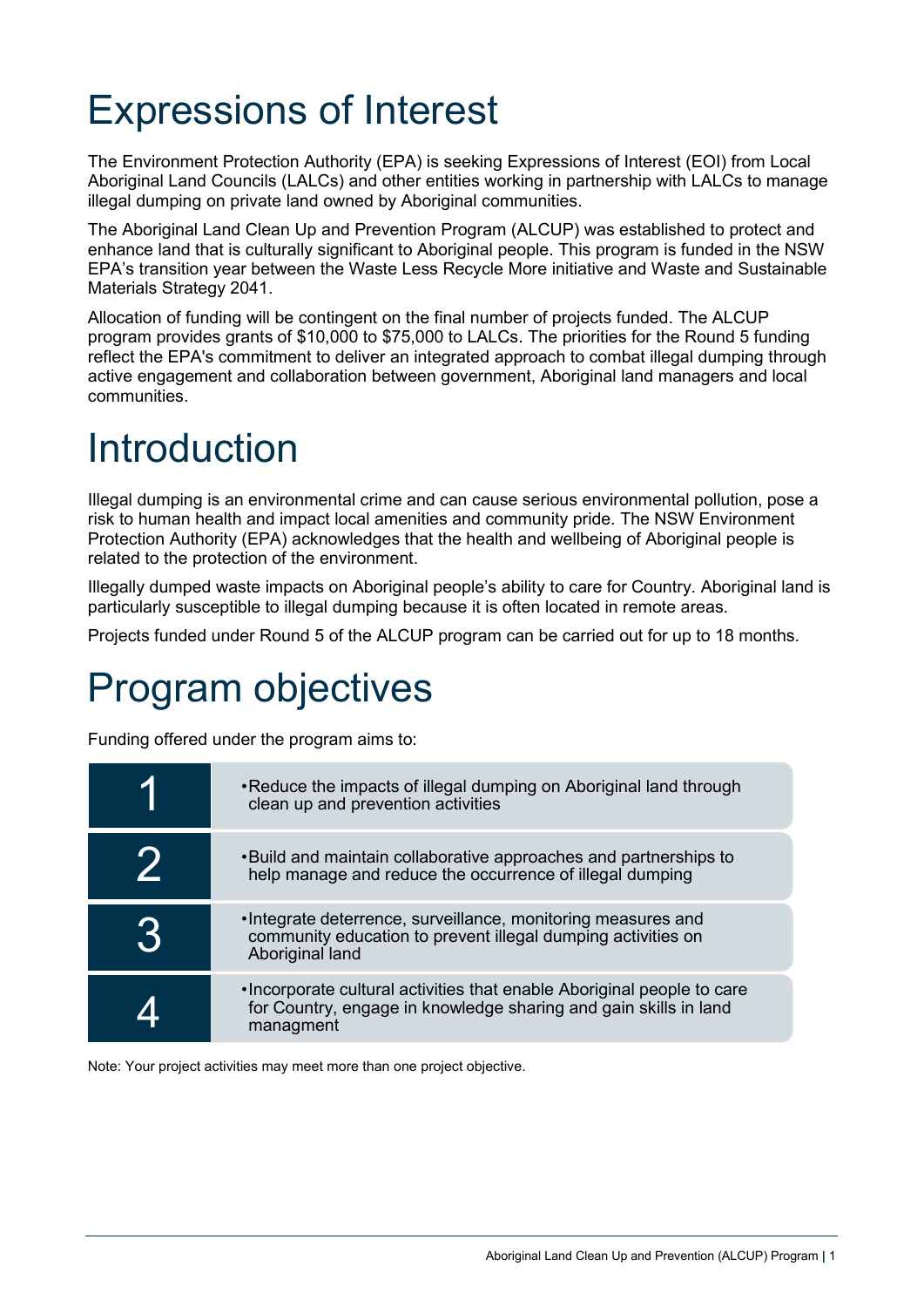# Expressions of Interest

The Environment Protection Authority (EPA) is seeking Expressions of Interest (EOI) from Local Aboriginal Land Councils (LALCs) and other entities working in partnership with LALCs to manage illegal dumping on private land owned by Aboriginal communities.

The Aboriginal Land Clean Up and Prevention Program (ALCUP) was established to protect and enhance land that is culturally significant to Aboriginal people. This program is funded in the NSW EPA's transition year between the Waste Less Recycle More initiative and Waste and Sustainable Materials Strategy 2041.

Allocation of funding will be contingent on the final number of projects funded. The ALCUP program provides grants of $10,000 to $75,000 to LALCs. The priorities for the Round 5 funding reflect the EPA's commitment to deliver an integrated approach to combat illegal dumping through active engagement and collaboration between government, Aboriginal land managers and local communities.

# Introduction

Illegal dumping is an environmental crime and can cause serious environmental pollution, pose a risk to human health and impact local amenities and community pride. The NSW Environment Protection Authority (EPA) acknowledges that the health and wellbeing of Aboriginal people is related to the protection of the environment.

Illegally dumped waste impacts on Aboriginal people's ability to care for Country. Aboriginal land is particularly susceptible to illegal dumping because it is often located in remote areas.

Projects funded under Round 5 of the ALCUP program can be carried out for up to 18 months.

# Program objectives

Funding offered under the program aims to:

| | |
|---|---|
| 1 | • Reduce the impacts of illegal dumping on Aboriginal land through clean up and prevention activities |
| 2 | • Build and maintain collaborative approaches and partnerships to help manage and reduce the occurrence of illegal dumping |
| 3 | • Integrate deterrence, surveillance, monitoring measures and community education to prevent illegal dumping activities on Aboriginal land |
| 4 | • Incorporate cultural activities that enable Aboriginal people to care for Country, engage in knowledge sharing and gain skills in land managment |

Note: Your project activities may meet more than one project objective.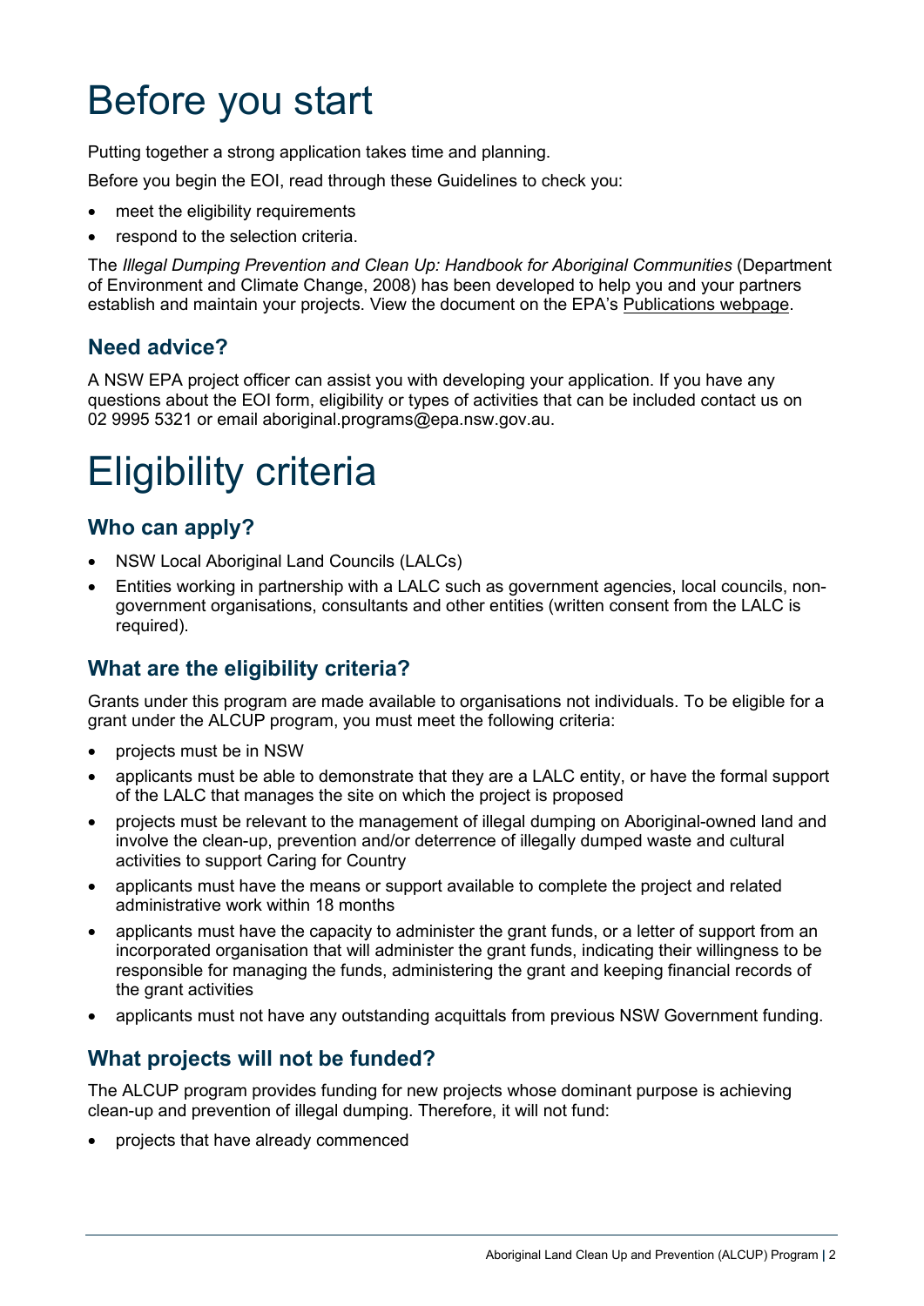# Before you start

Putting together a strong application takes time and planning.

Before you begin the EOI, read through these Guidelines to check you:

- meet the eligibility requirements
- respond to the selection criteria.

The *Illegal Dumping Prevention and Clean Up: Handbook for Aboriginal Communities* (Department of Environment and Climate Change, 2008) has been developed to help you and your partners establish and maintain your projects. View the document on the EPA's Publications webpage.

## Need advice?

A NSW EPA project officer can assist you with developing your application. If you have any questions about the EOI form, eligibility or types of activities that can be included contact us on 02 9995 5321 or email aboriginal.programs@epa.nsw.gov.au.

# Eligibility criteria

## Who can apply?

- NSW Local Aboriginal Land Councils (LALCs)
- Entities working in partnership with a LALC such as government agencies, local councils, non-government organisations, consultants and other entities (written consent from the LALC is required).

## What are the eligibility criteria?

Grants under this program are made available to organisations not individuals. To be eligible for a grant under the ALCUP program, you must meet the following criteria:

- projects must be in NSW
- applicants must be able to demonstrate that they are a LALC entity, or have the formal support of the LALC that manages the site on which the project is proposed
- projects must be relevant to the management of illegal dumping on Aboriginal-owned land and involve the clean-up, prevention and/or deterrence of illegally dumped waste and cultural activities to support Caring for Country
- applicants must have the means or support available to complete the project and related administrative work within 18 months
- applicants must have the capacity to administer the grant funds, or a letter of support from an incorporated organisation that will administer the grant funds, indicating their willingness to be responsible for managing the funds, administering the grant and keeping financial records of the grant activities
- applicants must not have any outstanding acquittals from previous NSW Government funding.

## What projects will not be funded?

The ALCUP program provides funding for new projects whose dominant purpose is achieving clean-up and prevention of illegal dumping. Therefore, it will not fund:

- projects that have already commenced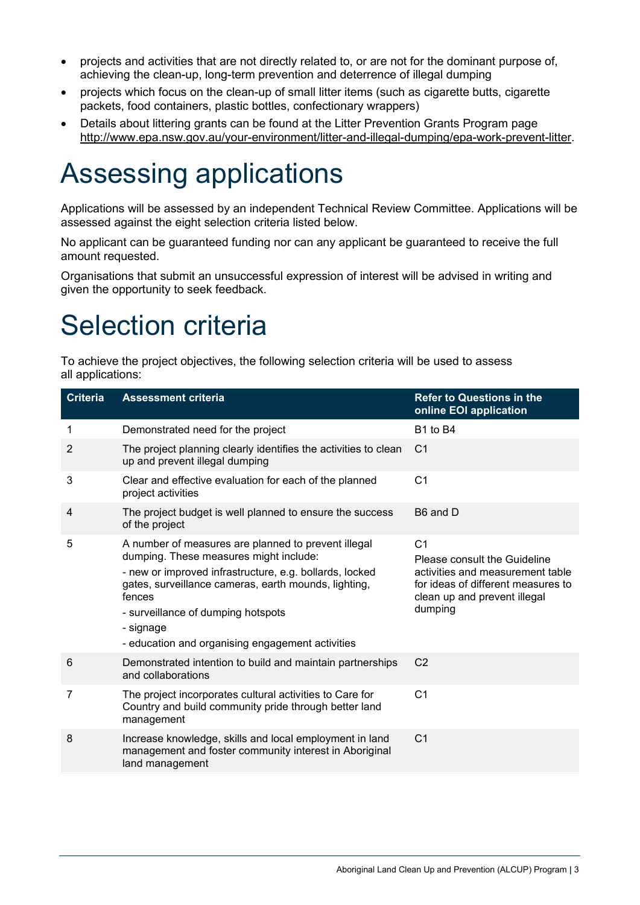- projects and activities that are not directly related to, or are not for the dominant purpose of, achieving the clean-up, long-term prevention and deterrence of illegal dumping
- projects which focus on the clean-up of small litter items (such as cigarette butts, cigarette packets, food containers, plastic bottles, confectionary wrappers)
- Details about littering grants can be found at the Litter Prevention Grants Program page http://www.epa.nsw.gov.au/your-environment/litter-and-illegal-dumping/epa-work-prevent-litter.

# Assessing applications

Applications will be assessed by an independent Technical Review Committee. Applications will be assessed against the eight selection criteria listed below.

No applicant can be guaranteed funding nor can any applicant be guaranteed to receive the full amount requested.

Organisations that submit an unsuccessful expression of interest will be advised in writing and given the opportunity to seek feedback.

# Selection criteria

To achieve the project objectives, the following selection criteria will be used to assess all applications:

| Criteria | Assessment criteria | Refer to Questions in the online EOI application |
|---|---|---|
| 1 | Demonstrated need for the project | B1 to B4 |
| 2 | The project planning clearly identifies the activities to clean up and prevent illegal dumping | C1 |
| 3 | Clear and effective evaluation for each of the planned project activities | C1 |
| 4 | The project budget is well planned to ensure the success of the project | B6 and D |
| 5 | A number of measures are planned to prevent illegal dumping. These measures might include:<br>- new or improved infrastructure, e.g. bollards, locked gates, surveillance cameras, earth mounds, lighting, fences<br>- surveillance of dumping hotspots<br>- signage<br>- education and organising engagement activities | C1<br>Please consult the Guideline activities and measurement table for ideas of different measures to clean up and prevent illegal dumping |
| 6 | Demonstrated intention to build and maintain partnerships and collaborations | C2 |
| 7 | The project incorporates cultural activities to Care for Country and build community pride through better land management | C1 |
| 8 | Increase knowledge, skills and local employment in land management and foster community interest in Aboriginal land management | C1 |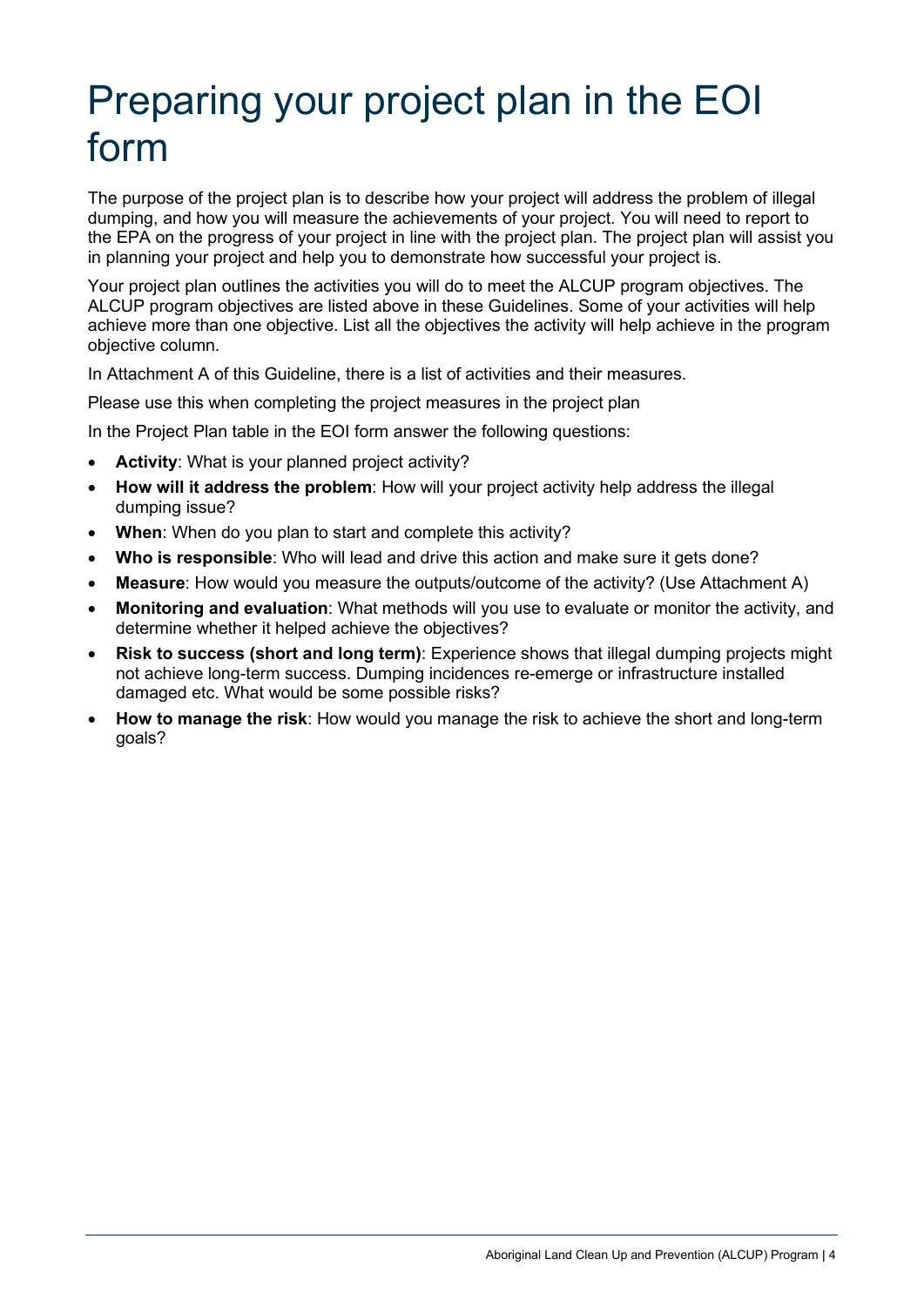# Preparing your project plan in the EOI form

The purpose of the project plan is to describe how your project will address the problem of illegal dumping, and how you will measure the achievements of your project. You will need to report to the EPA on the progress of your project in line with the project plan. The project plan will assist you in planning your project and help you to demonstrate how successful your project is.

Your project plan outlines the activities you will do to meet the ALCUP program objectives. The ALCUP program objectives are listed above in these Guidelines. Some of your activities will help achieve more than one objective. List all the objectives the activity will help achieve in the program objective column.

In Attachment A of this Guideline, there is a list of activities and their measures.

Please use this when completing the project measures in the project plan

In the Project Plan table in the EOI form answer the following questions:

- **Activity**: What is your planned project activity?
- **How will it address the problem**: How will your project activity help address the illegal dumping issue?
- **When**: When do you plan to start and complete this activity?
- **Who is responsible**: Who will lead and drive this action and make sure it gets done?
- **Measure**: How would you measure the outputs/outcome of the activity? (Use Attachment A)
- **Monitoring and evaluation**: What methods will you use to evaluate or monitor the activity, and determine whether it helped achieve the objectives?
- **Risk to success (short and long term)**: Experience shows that illegal dumping projects might not achieve long-term success. Dumping incidences re-emerge or infrastructure installed damaged etc. What would be some possible risks?
- **How to manage the risk**: How would you manage the risk to achieve the short and long-term goals?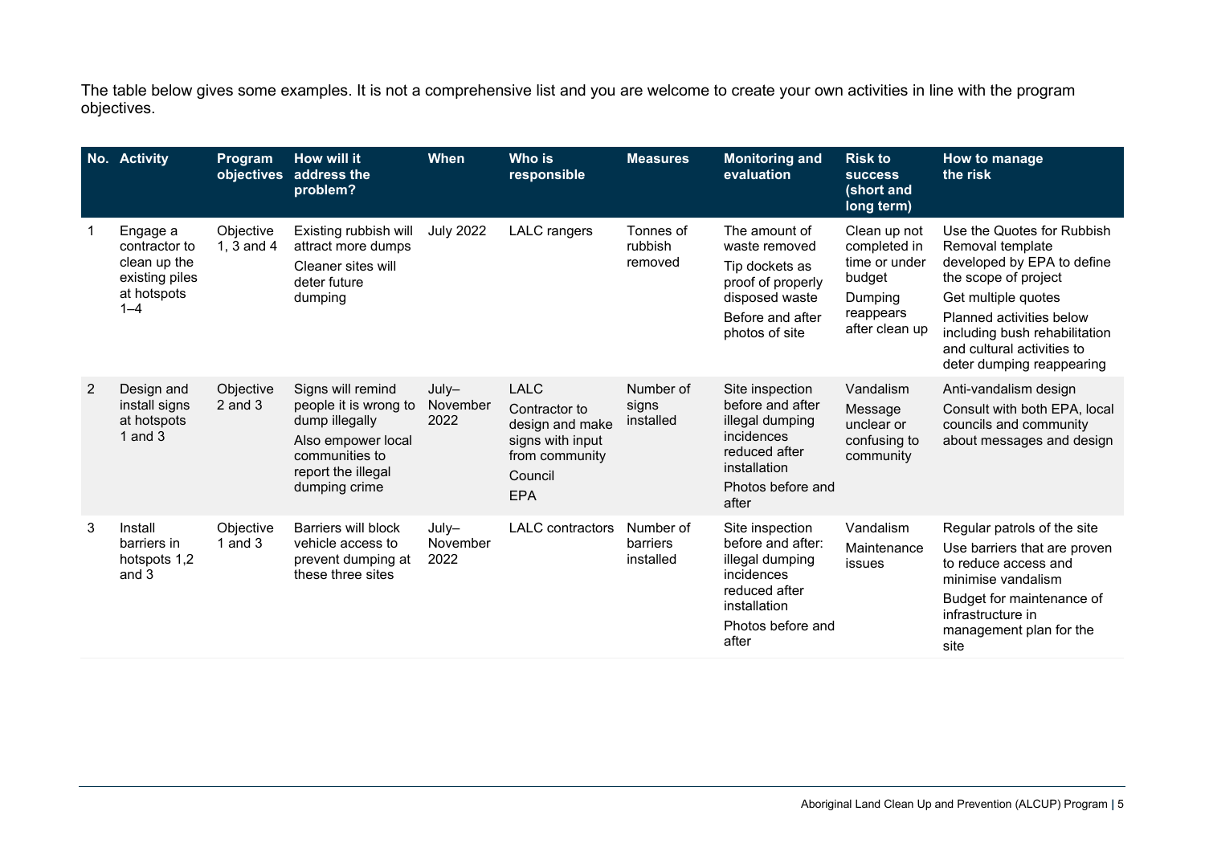The table below gives some examples. It is not a comprehensive list and you are welcome to create your own activities in line with the program objectives.

| No. | Activity | Program objectives | How will it address the problem? | When | Who is responsible | Measures | Monitoring and evaluation | Risk to success (short and long term) | How to manage the risk |
|---|---|---|---|---|---|---|---|---|---|
| 1 | Engage a contractor to clean up the existing piles at hotspots 1–4 | Objective 1, 3 and 4 | Existing rubbish will attract more dumps<br>Cleaner sites will deter future dumping | July 2022 | LALC rangers | Tonnes of rubbish removed | The amount of waste removed<br>Tip dockets as proof of properly disposed waste<br>Before and after photos of site | Clean up not completed in time or under budget<br>Dumping reappears after clean up | Use the Quotes for Rubbish Removal template developed by EPA to define the scope of project<br>Get multiple quotes<br>Planned activities below including bush rehabilitation and cultural activities to deter dumping reappearing |
| 2 | Design and install signs at hotspots 1 and 3 | Objective 2 and 3 | Signs will remind people it is wrong to dump illegally<br>Also empower local communities to report the illegal dumping crime | July–November 2022 | LALC<br>Contractor to design and make signs with input from community<br>Council<br>EPA | Number of signs installed | Site inspection before and after illegal dumping incidences reduced after installation<br>Photos before and after | Vandalism<br>Message unclear or confusing to community | Anti-vandalism design<br>Consult with both EPA, local councils and community about messages and design |
| 3 | Install barriers in hotspots 1,2 and 3 | Objective 1 and 3 | Barriers will block vehicle access to prevent dumping at these three sites | July–November 2022 | LALC contractors | Number of barriers installed | Site inspection before and after: illegal dumping incidences reduced after installation<br>Photos before and after | Vandalism<br>Maintenance issues | Regular patrols of the site<br>Use barriers that are proven to reduce access and minimise vandalism<br>Budget for maintenance of infrastructure in management plan for the site |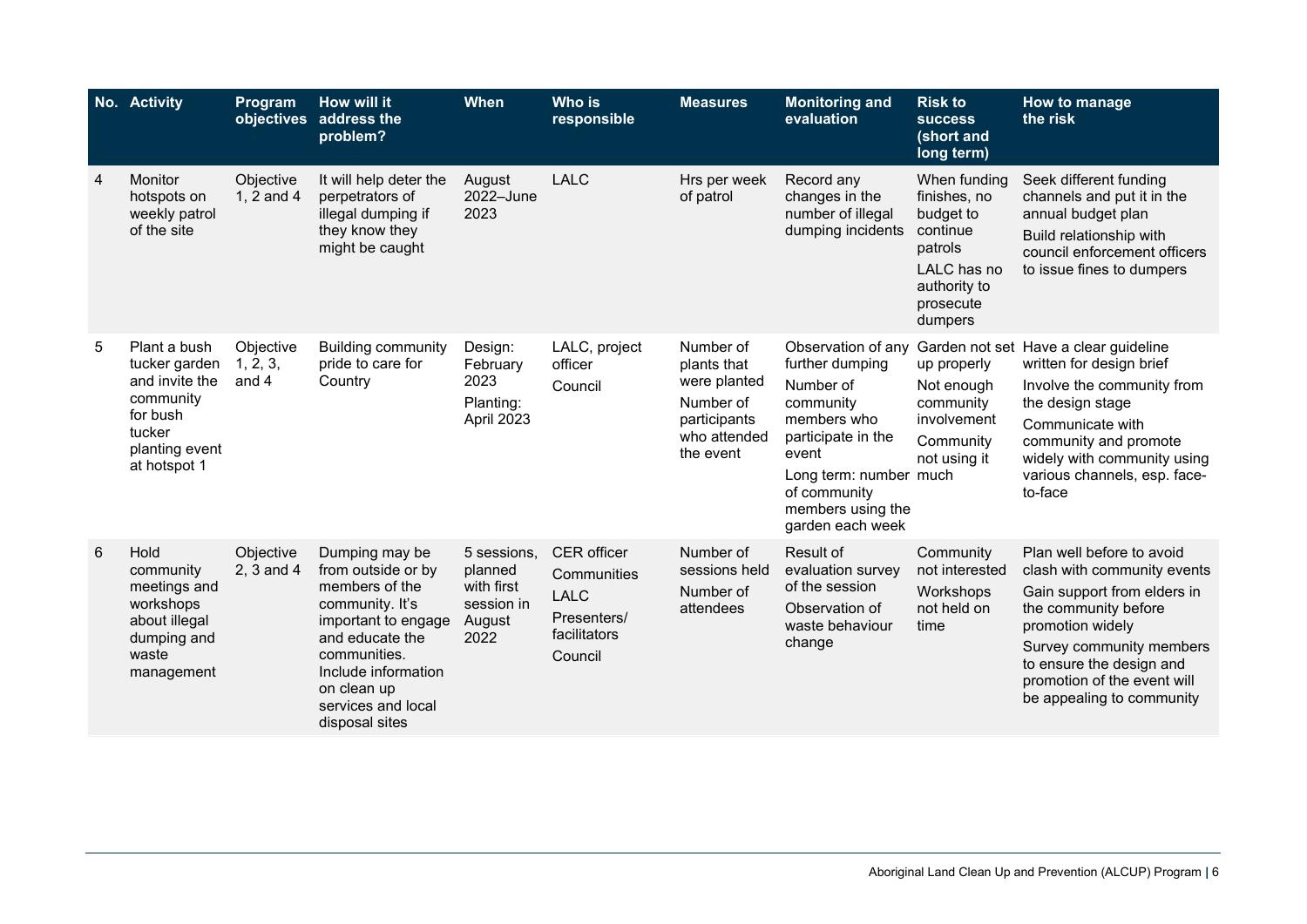| No. | Activity | Program objectives | How will it address the problem? | When | Who is responsible | Measures | Monitoring and evaluation | Risk to success (short and long term) | How to manage the risk |
|---|---|---|---|---|---|---|---|---|---|
| 4 | Monitor hotspots on weekly patrol of the site | Objective 1, 2 and 4 | It will help deter the perpetrators of illegal dumping if they know they might be caught | August 2022–June 2023 | LALC | Hrs per week of patrol | Record any changes in the number of illegal dumping incidents | When funding finishes, no budget to continue patrols<br>LALC has no authority to prosecute dumpers | Seek different funding channels and put it in the annual budget plan<br>Build relationship with council enforcement officers to issue fines to dumpers |
| 5 | Plant a bush tucker garden and invite the community for bush tucker planting event at hotspot 1 | Objective 1, 2, 3, and 4 | Building community pride to care for Country | Design: February 2023<br>Planting: April 2023 | LALC, project officer<br>Council | Number of plants that were planted<br>Number of participants who attended the event | Observation of any further dumping<br>Number of community members who participate in the event<br>Long term: number of community members using the garden each week | Garden not set up properly<br>Not enough community involvement<br>Community not using it much | Have a clear guideline written for design brief<br>Involve the community from the design stage<br>Communicate with community and promote widely with community using various channels, esp. face-to-face |
| 6 | Hold community meetings and workshops about illegal dumping and waste management | Objective 2, 3 and 4 | Dumping may be from outside or by members of the community. It's important to engage and educate the communities. Include information on clean up services and local disposal sites | 5 sessions, planned with first session in August 2022 | CER officer<br>Communities<br>LALC<br>Presenters/ facilitators<br>Council | Number of sessions held<br>Number of attendees | Result of evaluation survey of the session<br>Observation of waste behaviour change | Community not interested<br>Workshops not held on time | Plan well before to avoid clash with community events<br>Gain support from elders in the community before promotion widely<br>Survey community members to ensure the design and promotion of the event will be appealing to community |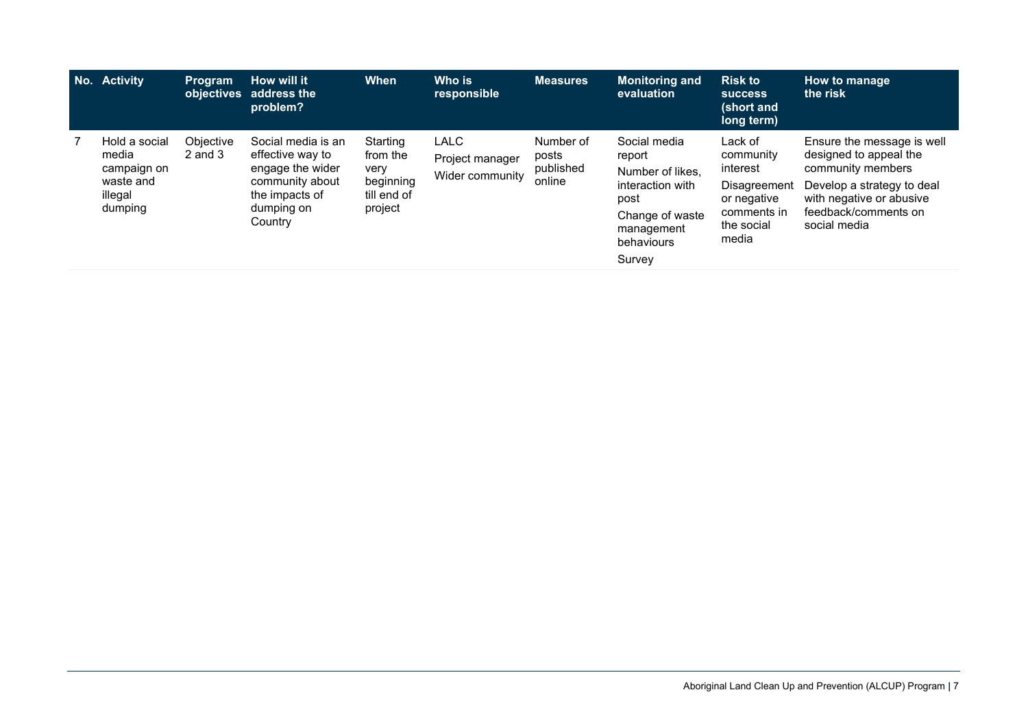| No. | Activity | Program objectives | How will it address the problem? | When | Who is responsible | Measures | Monitoring and evaluation | Risk to success (short and long term) | How to manage the risk |
|---|---|---|---|---|---|---|---|---|---|
| 7 | Hold a social media campaign on waste and illegal dumping | Objective 2 and 3 | Social media is an effective way to engage the wider community about the impacts of dumping on Country | Starting from the very beginning till end of project | LALC<br>Project manager<br>Wider community | Number of posts published online | Social media report<br>Number of likes, interaction with post<br>Change of waste management behaviours<br>Survey | Lack of community interest<br>Disagreement or negative comments in the social media | Ensure the message is well designed to appeal the community members<br>Develop a strategy to deal with negative or abusive feedback/comments on social media |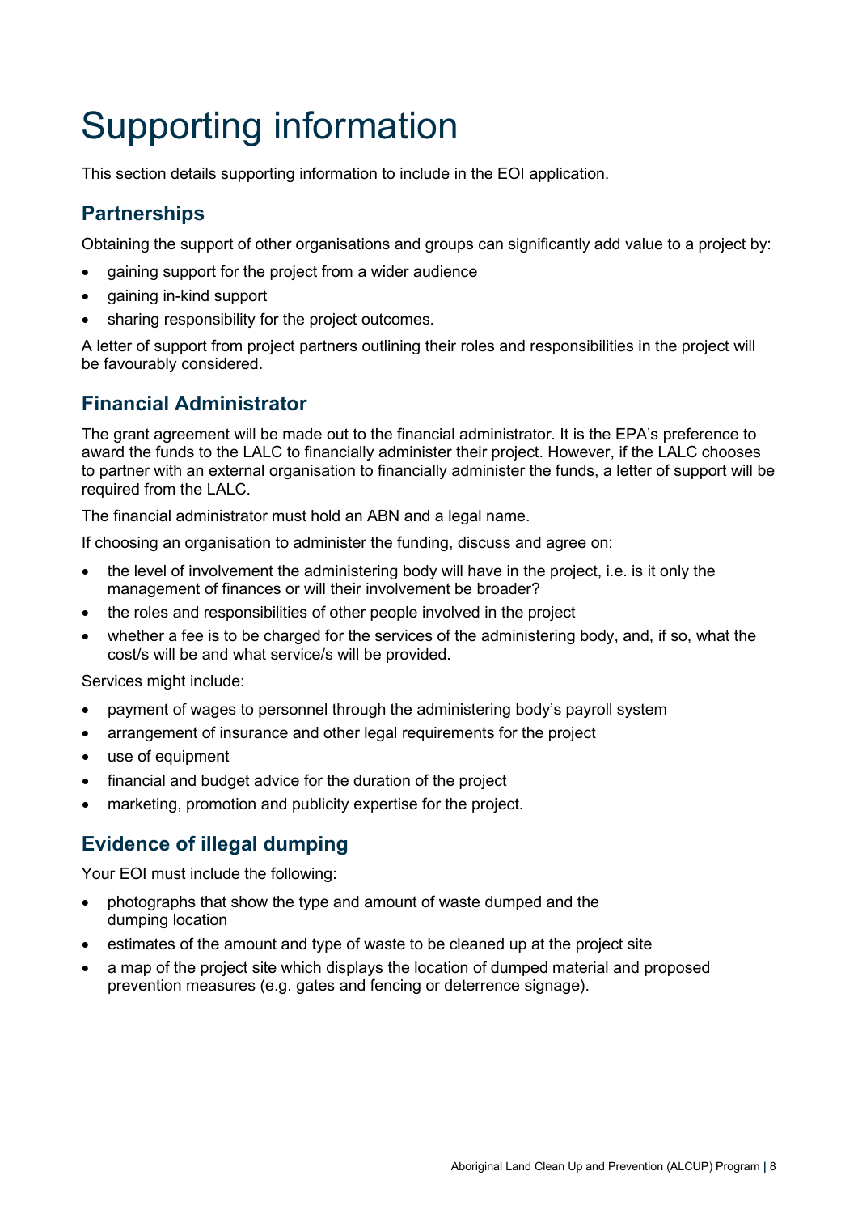# Supporting information

This section details supporting information to include in the EOI application.

## Partnerships

Obtaining the support of other organisations and groups can significantly add value to a project by:

- gaining support for the project from a wider audience
- gaining in-kind support
- sharing responsibility for the project outcomes.

A letter of support from project partners outlining their roles and responsibilities in the project will be favourably considered.

## Financial Administrator

The grant agreement will be made out to the financial administrator. It is the EPA's preference to award the funds to the LALC to financially administer their project. However, if the LALC chooses to partner with an external organisation to financially administer the funds, a letter of support will be required from the LALC.

The financial administrator must hold an ABN and a legal name.

If choosing an organisation to administer the funding, discuss and agree on:

- the level of involvement the administering body will have in the project, i.e. is it only the management of finances or will their involvement be broader?
- the roles and responsibilities of other people involved in the project
- whether a fee is to be charged for the services of the administering body, and, if so, what the cost/s will be and what service/s will be provided.

Services might include:

- payment of wages to personnel through the administering body's payroll system
- arrangement of insurance and other legal requirements for the project
- use of equipment
- financial and budget advice for the duration of the project
- marketing, promotion and publicity expertise for the project.

## Evidence of illegal dumping

Your EOI must include the following:

- photographs that show the type and amount of waste dumped and the dumping location
- estimates of the amount and type of waste to be cleaned up at the project site
- a map of the project site which displays the location of dumped material and proposed prevention measures (e.g. gates and fencing or deterrence signage).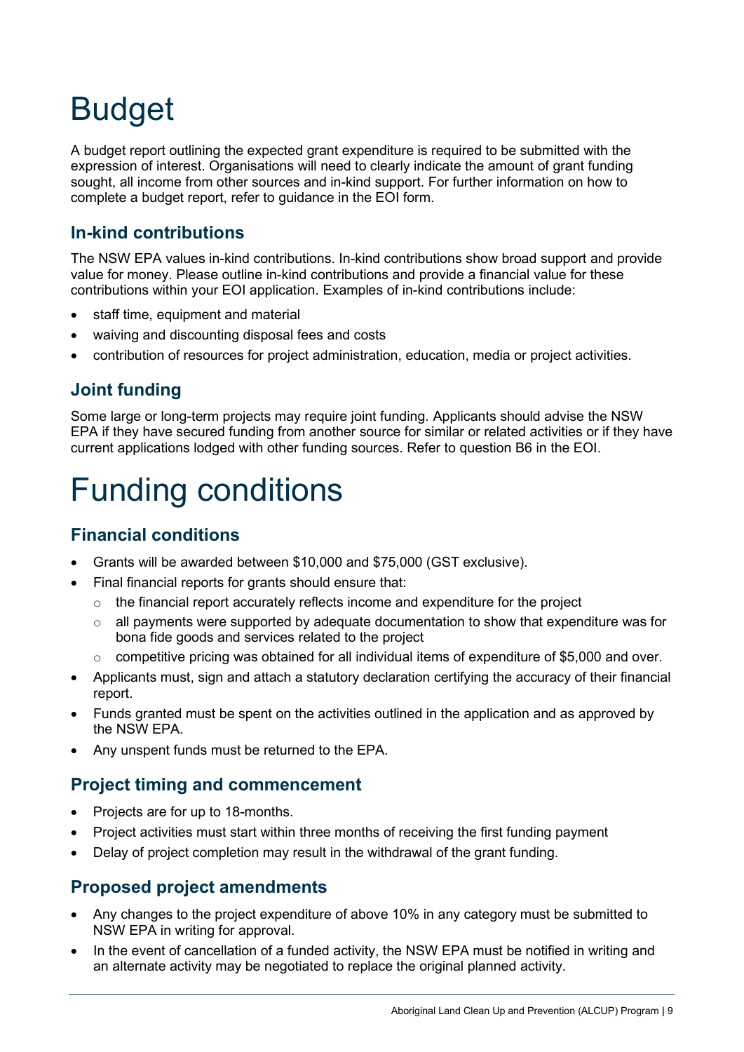# Budget

A budget report outlining the expected grant expenditure is required to be submitted with the expression of interest. Organisations will need to clearly indicate the amount of grant funding sought, all income from other sources and in-kind support. For further information on how to complete a budget report, refer to guidance in the EOI form.

## In-kind contributions

The NSW EPA values in-kind contributions. In-kind contributions show broad support and provide value for money. Please outline in-kind contributions and provide a financial value for these contributions within your EOI application. Examples of in-kind contributions include:

- staff time, equipment and material
- waiving and discounting disposal fees and costs
- contribution of resources for project administration, education, media or project activities.

## Joint funding

Some large or long-term projects may require joint funding. Applicants should advise the NSW EPA if they have secured funding from another source for similar or related activities or if they have current applications lodged with other funding sources. Refer to question B6 in the EOI.

# Funding conditions

## Financial conditions

- Grants will be awarded between $10,000 and $75,000 (GST exclusive).
- Final financial reports for grants should ensure that:
  - the financial report accurately reflects income and expenditure for the project
  - all payments were supported by adequate documentation to show that expenditure was for bona fide goods and services related to the project
  - competitive pricing was obtained for all individual items of expenditure of $5,000 and over.
- Applicants must, sign and attach a statutory declaration certifying the accuracy of their financial report.
- Funds granted must be spent on the activities outlined in the application and as approved by the NSW EPA.
- Any unspent funds must be returned to the EPA.

## Project timing and commencement

- Projects are for up to 18-months.
- Project activities must start within three months of receiving the first funding payment
- Delay of project completion may result in the withdrawal of the grant funding.

## Proposed project amendments

- Any changes to the project expenditure of above 10% in any category must be submitted to NSW EPA in writing for approval.
- In the event of cancellation of a funded activity, the NSW EPA must be notified in writing and an alternate activity may be negotiated to replace the original planned activity.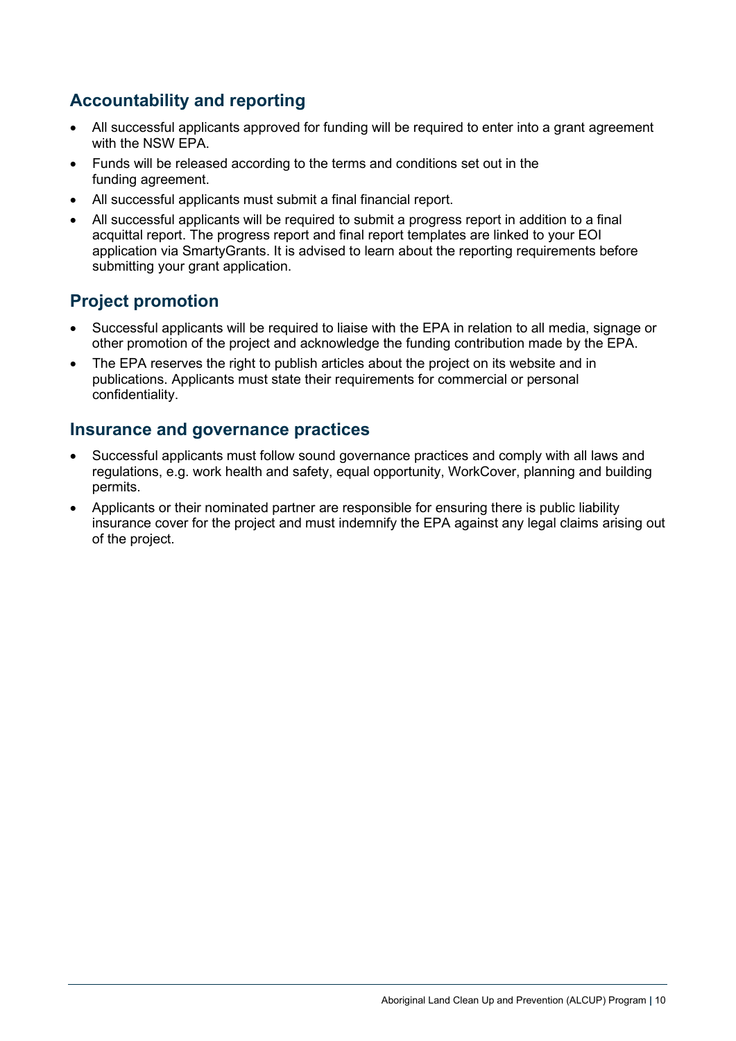## Accountability and reporting

- All successful applicants approved for funding will be required to enter into a grant agreement with the NSW EPA.
- Funds will be released according to the terms and conditions set out in the funding agreement.
- All successful applicants must submit a final financial report.
- All successful applicants will be required to submit a progress report in addition to a final acquittal report. The progress report and final report templates are linked to your EOI application via SmartyGrants. It is advised to learn about the reporting requirements before submitting your grant application.

## Project promotion

- Successful applicants will be required to liaise with the EPA in relation to all media, signage or other promotion of the project and acknowledge the funding contribution made by the EPA.
- The EPA reserves the right to publish articles about the project on its website and in publications. Applicants must state their requirements for commercial or personal confidentiality.

## Insurance and governance practices

- Successful applicants must follow sound governance practices and comply with all laws and regulations, e.g. work health and safety, equal opportunity, WorkCover, planning and building permits.
- Applicants or their nominated partner are responsible for ensuring there is public liability insurance cover for the project and must indemnify the EPA against any legal claims arising out of the project.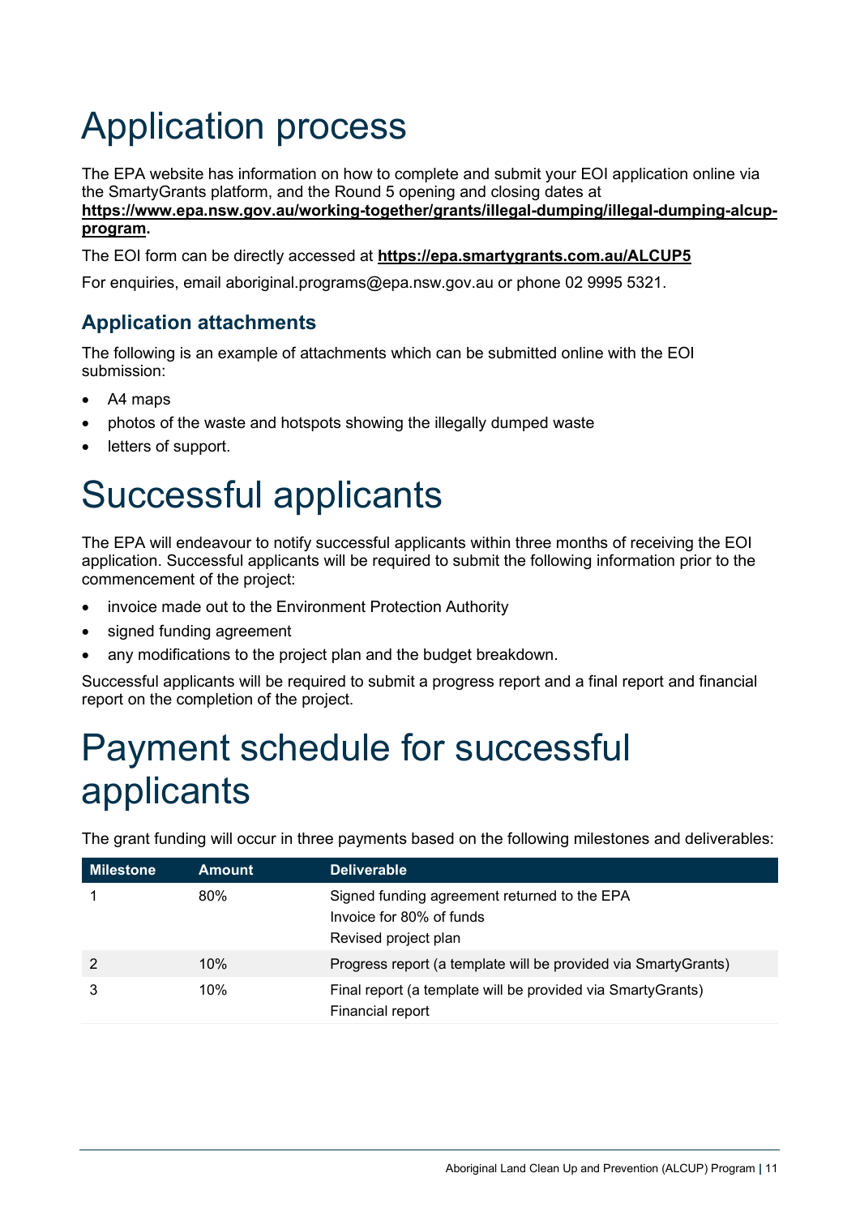# Application process

The EPA website has information on how to complete and submit your EOI application online via the SmartyGrants platform, and the Round 5 opening and closing dates at **https://www.epa.nsw.gov.au/working-together/grants/illegal-dumping/illegal-dumping-alcup-program.**

The EOI form can be directly accessed at **https://epa.smartygrants.com.au/ALCUP5**

For enquiries, email aboriginal.programs@epa.nsw.gov.au or phone 02 9995 5321.

## Application attachments

The following is an example of attachments which can be submitted online with the EOI submission:

- A4 maps
- photos of the waste and hotspots showing the illegally dumped waste
- letters of support.

# Successful applicants

The EPA will endeavour to notify successful applicants within three months of receiving the EOI application. Successful applicants will be required to submit the following information prior to the commencement of the project:

- invoice made out to the Environment Protection Authority
- signed funding agreement
- any modifications to the project plan and the budget breakdown.

Successful applicants will be required to submit a progress report and a final report and financial report on the completion of the project.

# Payment schedule for successful applicants

The grant funding will occur in three payments based on the following milestones and deliverables:

| Milestone | Amount | Deliverable |
|---|---|---|
| 1 | 80% | Signed funding agreement returned to the EPA<br>Invoice for 80% of funds<br>Revised project plan |
| 2 | 10% | Progress report (a template will be provided via SmartyGrants) |
| 3 | 10% | Final report (a template will be provided via SmartyGrants)<br>Financial report |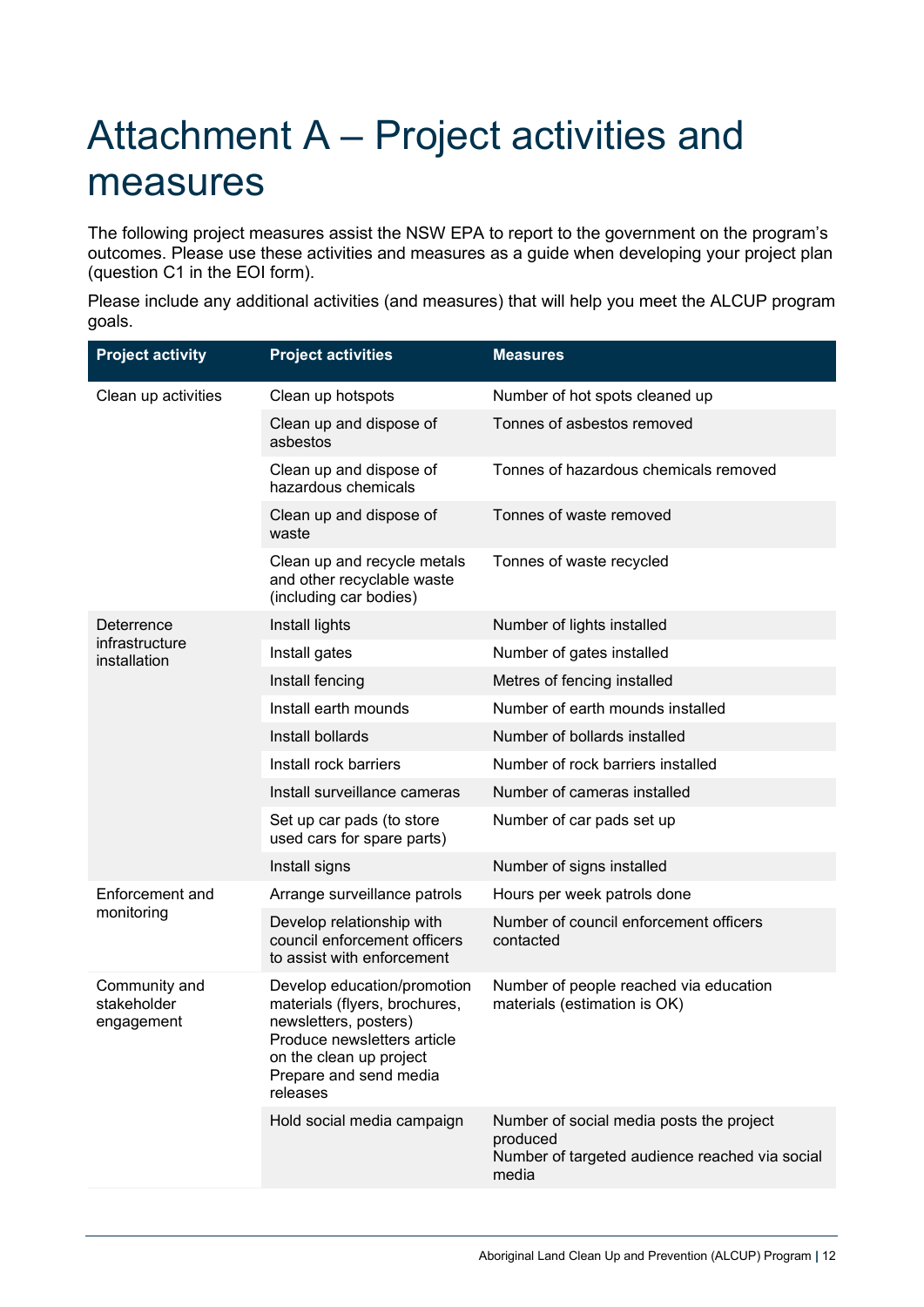# Attachment A – Project activities and measures

The following project measures assist the NSW EPA to report to the government on the program's outcomes. Please use these activities and measures as a guide when developing your project plan (question C1 in the EOI form).

Please include any additional activities (and measures) that will help you meet the ALCUP program goals.

| Project activity | Project activities | Measures |
| --- | --- | --- |
| Clean up activities | Clean up hotspots | Number of hot spots cleaned up |
| | Clean up and dispose of asbestos | Tonnes of asbestos removed |
| | Clean up and dispose of hazardous chemicals | Tonnes of hazardous chemicals removed |
| | Clean up and dispose of waste | Tonnes of waste removed |
| | Clean up and recycle metals and other recyclable waste (including car bodies) | Tonnes of waste recycled |
| Deterrence infrastructure installation | Install lights | Number of lights installed |
| | Install gates | Number of gates installed |
| | Install fencing | Metres of fencing installed |
| | Install earth mounds | Number of earth mounds installed |
| | Install bollards | Number of bollards installed |
| | Install rock barriers | Number of rock barriers installed |
| | Install surveillance cameras | Number of cameras installed |
| | Set up car pads (to store used cars for spare parts) | Number of car pads set up |
| | Install signs | Number of signs installed |
| Enforcement and monitoring | Arrange surveillance patrols | Hours per week patrols done |
| | Develop relationship with council enforcement officers to assist with enforcement | Number of council enforcement officers contacted |
| Community and stakeholder engagement | Develop education/promotion materials (flyers, brochures, newsletters, posters)<br>Produce newsletters article on the clean up project<br>Prepare and send media releases | Number of people reached via education materials (estimation is OK) |
| | Hold social media campaign | Number of social media posts the project produced<br>Number of targeted audience reached via social media |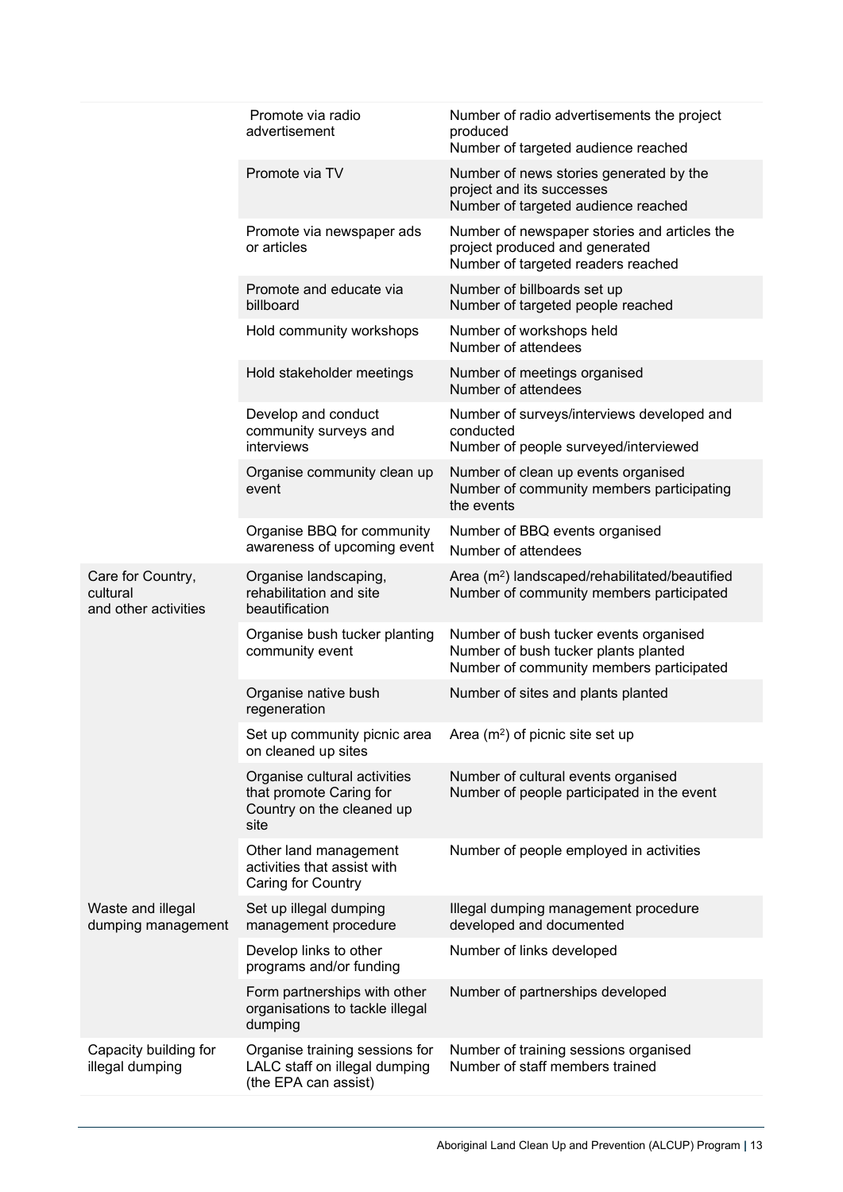| | | |
|---|---|---|
| | Promote via radio advertisement | Number of radio advertisements the project produced<br>Number of targeted audience reached |
| | Promote via TV | Number of news stories generated by the project and its successes<br>Number of targeted audience reached |
| | Promote via newspaper ads or articles | Number of newspaper stories and articles the project produced and generated<br>Number of targeted readers reached |
| | Promote and educate via billboard | Number of billboards set up<br>Number of targeted people reached |
| | Hold community workshops | Number of workshops held<br>Number of attendees |
| | Hold stakeholder meetings | Number of meetings organised<br>Number of attendees |
| | Develop and conduct community surveys and interviews | Number of surveys/interviews developed and conducted<br>Number of people surveyed/interviewed |
| | Organise community clean up event | Number of clean up events organised<br>Number of community members participating the events |
| | Organise BBQ for community awareness of upcoming event | Number of BBQ events organised<br>Number of attendees |
| Care for Country, cultural and other activities | Organise landscaping, rehabilitation and site beautification | Area ($m^2$) landscaped/rehabilitated/beautified<br>Number of community members participated |
| | Organise bush tucker planting community event | Number of bush tucker events organised<br>Number of bush tucker plants planted<br>Number of community members participated |
| | Organise native bush regeneration | Number of sites and plants planted |
| | Set up community picnic area on cleaned up sites | Area ($m^2$) of picnic site set up |
| | Organise cultural activities that promote Caring for Country on the cleaned up site | Number of cultural events organised<br>Number of people participated in the event |
| | Other land management activities that assist with Caring for Country | Number of people employed in activities |
| Waste and illegal dumping management | Set up illegal dumping management procedure | Illegal dumping management procedure developed and documented |
| | Develop links to other programs and/or funding | Number of links developed |
| | Form partnerships with other organisations to tackle illegal dumping | Number of partnerships developed |
| Capacity building for illegal dumping | Organise training sessions for LALC staff on illegal dumping (the EPA can assist) | Number of training sessions organised<br>Number of staff members trained |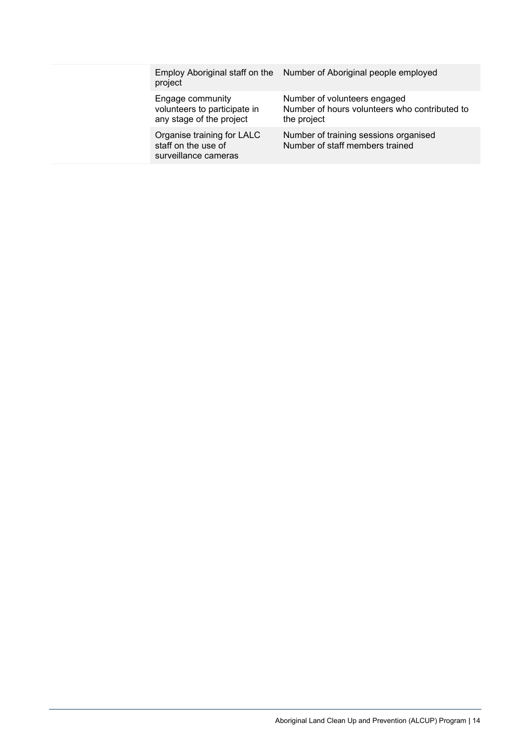| | | |
|---|---|---|
| | Employ Aboriginal staff on the project | Number of Aboriginal people employed |
| | Engage community volunteers to participate in any stage of the project | Number of volunteers engaged<br>Number of hours volunteers who contributed to the project |
| | Organise training for LALC staff on the use of surveillance cameras | Number of training sessions organised<br>Number of staff members trained |